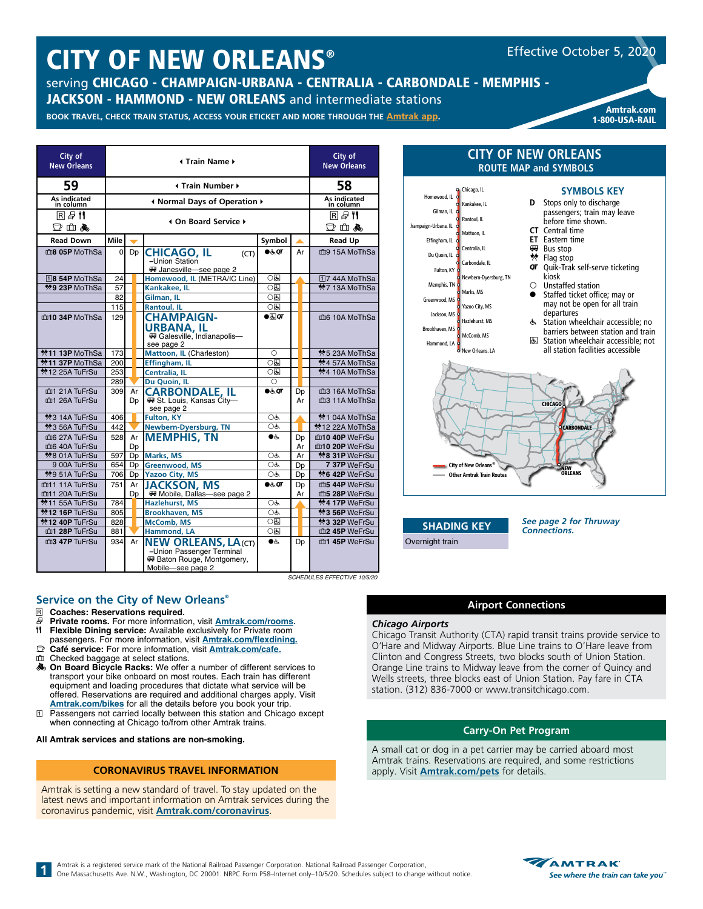# CITY OF NEW ORLEANS®

Effective October 5, 2020

serving **CHICAGO - CHAMPAIGN-URBANA - CENTRALIA - CARBONDALE - MEMPHIS - JACKSON - HAMMOND - NEW ORLEANS** and intermediate stations

**BOOK TRAVEL, CHECK TRAIN STATUS, ACCESS YOUR ETICKET AND MORE THROUGH THE Amtrak app.**

**Amtrak.com**
**1-800-USA-RAIL**

| City of New Orleans | | | ◂ Train Name ▸ | | | City of New Orleans |
|---|---|---|---|---|---|---|
| **59** | | | ◂ Train Number ▸ | | | **58** |
| As indicated in column | | | ◂ Normal Days of Operation ▸ | | | As indicated in column |
| R 🛏 🍴 ☕ 🧳 🚲 | | | ◂ On Board Service ▸ | | | R 🛏 🍴 ☕ 🧳 🚲 |
| **Read Down** | **Mile** | ▼ | | **Symbol** | ▲ | **Read Up** |
| 🧳8 05P MoThSa | 0 | Dp | **CHICAGO, IL** (CT) –Union Station 🚌 Janesville—see page 2 | ●♿QT | Ar | 🧳9 15A MoThSa |
| 1 8 54P MoThSa | 24 | | Homewood, IL (METRA/IC Line) | ○♿ | | 1 7 44A MoThSa |
| ✈9 23P MoThSa | 57 | | Kankakee, IL | ○♿ | | ✈7 13A MoThSa |
| | 82 | | Gilman, IL | ○♿ | | |
| | 115 | | Rantoul, IL | ○♿ | | |
| 🧳10 34P MoThSa | 129 | | **CHAMPAIGN-URBANA, IL** 🚌 Galesville, Indianapolis—see page 2 | ●♿QT | | 🧳6 10A MoThSa |
| ✈11 13P MoThSa | 173 | | Mattoon, IL (Charleston) | ○ | | ✈5 23A MoThSa |
| ✈11 37P MoThSa | 200 | | Effingham, IL | ○♿ | | ✈4 57A MoThSa |
| ✈12 25A TuFrSu | 253 | | Centralia, IL | ○♿ | | ✈4 10A MoThSa |
| | 289 | | Du Quoin, IL | ○ | | |
| 🧳1 21A TuFrSu | 309 | Ar | **CARBONDALE, IL** 🚌 St. Louis, Kansas City—see page 2 | ●♿QT | Dp | 🧳3 16A MoThSa |
| 🧳1 26A TuFrSu | | Dp | | | Ar | 🧳3 11A MoThSa |
| ✈3 14A TuFrSu | 406 | | Fulton, KY | ○♿ | | ✈1 04A MoThSa |
| ✈3 56A TuFrSu | 442 | | Newbern-Dyersburg, TN | ○♿ | | ✈12 22A MoThSa |
| 🧳6 27A TuFrSu | 528 | Ar | **MEMPHIS, TN** | ●♿ | Dp | 🧳10 40P WeFrSu |
| 🧳6 40A TuFrSu | | Dp | | | Ar | 🧳10 20P WeFrSu |
| ✈8 01A TuFrSu | 597 | Dp | Marks, MS | ○♿ | Ar | ✈8 31P WeFrSu |
| 9 00A TuFrSu | 654 | Dp | Greenwood, MS | ○♿ | Dp | 7 37P WeFrSu |
| ✈9 51A TuFrSu | 706 | Dp | Yazoo City, MS | ○♿ | Dp | ✈6 42P WeFrSu |
| 🧳11 11A TuFrSu | 751 | Ar | **JACKSON, MS** 🚌 Mobile, Dallas—see page 2 | ●♿QT | Dp | 🧳5 44P WeFrSu |
| 🧳11 20A TuFrSu | | Dp | | | Ar | 🧳5 28P WeFrSu |
| ✈11 55A TuFrSu | 784 | | Hazlehurst, MS | ○♿ | | ✈4 17P WeFrSu |
| ✈12 16P TuFrSu | 805 | | Brookhaven, MS | ○♿ | | ✈3 56P WeFrSu |
| ✈12 40P TuFrSu | 828 | | McComb, MS | ○♿ | | ✈3 32P WeFrSu |
| 🧳1 28P TuFrSu | 881 | | Hammond, LA | ○♿ | | 🧳2 45P WeFrSu |
| 🧳3 47P TuFrSu | 934 | Ar | **NEW ORLEANS, LA** (CT) –Union Passenger Terminal 🚌 Baton Rouge, Montgomery, Mobile—see page 2 | ●♿ | Dp | 🧳1 45P WeFrSu |

*SCHEDULES EFFECTIVE 10/5/20*

## CITY OF NEW ORLEANS
### ROUTE MAP and SYMBOLS

Chicago, IL · Homewood, IL · Kankakee, IL · Gilman, IL · Rantoul, IL · Champaign-Urbana, IL · Mattoon, IL · Effingham, IL · Centralia, IL · Du Quoin, IL · Carbondale, IL · Fulton, KY · Newbern-Dyersburg, TN · Memphis, TN · Marks, MS · Greenwood, MS · Yazoo City, MS · Jackson, MS · Hazlehurst, MS · Brookhaven, MS · McComb, MS · Hammond, LA · New Orleans, LA

CHICAGO · CARBONDALE · NEW ORLEANS

City of New Orleans® — Other Amtrak Train Routes

### SYMBOLS KEY

- **D** Stops only to discharge passengers; train may leave before time shown.
- **CT** Central time
- **ET** Eastern time
- 🚌 Bus stop
- ✈ Flag stop
- **QT** Quik-Trak self-serve ticketing kiosk
- ○ Unstaffed station
- ● Staffed ticket office; may or may not be open for all train departures
- ♿ Station wheelchair accessible; no barriers between station and train
- ♿ Station wheelchair accessible; not all station facilities accessible

### SHADING KEY

Overnight train

*See page 2 for Thruway Connections.*

## Service on the City of New Orleans®

- **R Coaches: Reservations required.**
- **Private rooms.** For more information, visit **Amtrak.com/rooms.**
- **Flexible Dining service:** Available exclusively for Private room passengers. For more information, visit **Amtrak.com/flexdining.**
- **Café service:** For more information, visit **Amtrak.com/cafe.**
- Checked baggage at select stations.
- **On Board Bicycle Racks:** We offer a number of different services to transport your bike onboard on most routes. Each train has different equipment and loading procedures that dictate what service will be offered. Reservations are required and additional charges apply. Visit **Amtrak.com/bikes** for all the details before you book your trip.
- 1 Passengers not carried locally between this station and Chicago except when connecting at Chicago to/from other Amtrak trains.

**All Amtrak services and stations are non-smoking.**

### CORONAVIRUS TRAVEL INFORMATION

Amtrak is setting a new standard of travel. To stay updated on the latest news and important information on Amtrak services during the coronavirus pandemic, visit **Amtrak.com/coronavirus**.

### Airport Connections

***Chicago Airports***

Chicago Transit Authority (CTA) rapid transit trains provide service to O'Hare and Midway Airports. Blue Line trains to O'Hare leave from Clinton and Congress Streets, two blocks south of Union Station. Orange Line trains to Midway leave from the corner of Quincy and Wells streets, three blocks east of Union Station. Pay fare in CTA station. (312) 836-7000 or www.transitchicago.com.

### Carry-On Pet Program

A small cat or dog in a pet carrier may be carried aboard most Amtrak trains. Reservations are required, and some restrictions apply. Visit **Amtrak.com/pets** for details.

Amtrak is a registered service mark of the National Railroad Passenger Corporation. National Railroad Passenger Corporation, One Massachusetts Ave. N.W., Washington, DC 20001. NRPC Form P58–Internet only–10/5/20. Schedules subject to change without notice.

AMTRAK — *See where the train can take you™*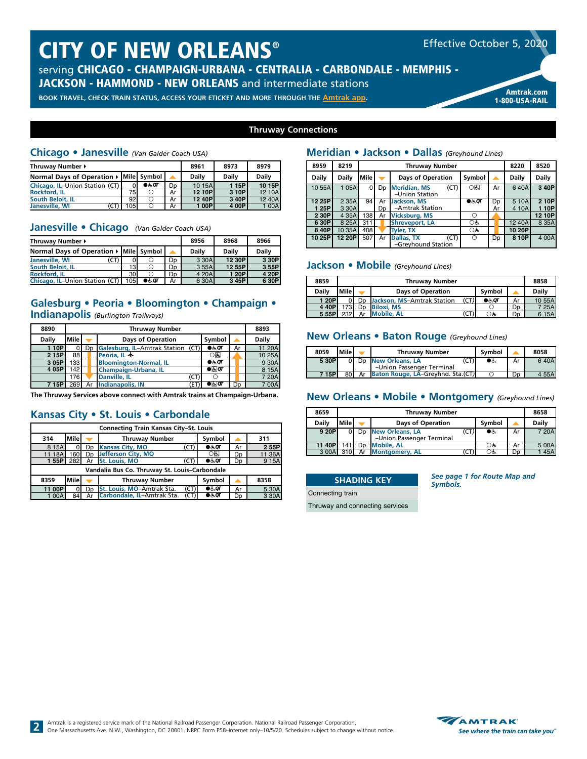# CITY OF NEW ORLEANS®

Effective October 5, 2020

serving **CHICAGO - CHAMPAIGN-URBANA - CENTRALIA - CARBONDALE - MEMPHIS - JACKSON - HAMMOND - NEW ORLEANS** and intermediate stations

**BOOK TRAVEL, CHECK TRAIN STATUS, ACCESS YOUR ETICKET AND MORE THROUGH THE Amtrak app.**

Amtrak.com
1-800-USA-RAIL

## Thruway Connections

### Chicago • Janesville *(Van Galder Coach USA)*

| Thruway Number ▸ | | | | 8961 | 8973 | 8979 |
|---|---|---|---|---|---|---|
| **Normal Days of Operation ▸** | **Mile** | **Symbol** | ▲ | **Daily** | **Daily** | **Daily** |
| Chicago, IL–Union Station (CT) | 0 | ●♿QT | Dp | 10 15A | **1 15P** | **10 15P** |
| Rockford, IL | 75 | ○ | Ar | **12 10P** | **3 10P** | 12 10A |
| South Beloit, IL | 92 | ○ | Ar | **12 40P** | **3 40P** | 12 40A |
| Janesville, WI (CT) | 105 | ○ | Ar | **1 00P** | **4 00P** | 1 00A |

### Janesville • Chicago *(Van Galder Coach USA)*

| Thruway Number ▸ | | | | 8956 | 8968 | 8966 |
|---|---|---|---|---|---|---|
| **Normal Days of Operation ▸** | **Mile** | **Symbol** | ▲ | **Daily** | **Daily** | **Daily** |
| Janesville, WI (CT) | 0 | ○ | Dp | 3 30A | **12 30P** | **3 30P** |
| South Beloit, IL | 13 | ○ | Dp | 3 55A | **12 55P** | **3 55P** |
| Rockford, IL | 30 | ○ | Dp | 4 20A | **1 20P** | **4 20P** |
| Chicago, IL–Union Station (CT) | 105 | ●QT | Ar | 6 30A | **3 45P** | **6 30P** |

### Galesburg • Peoria • Bloomington • Champaign • Indianapolis *(Burlington Trailways)*

| 8890 | | | Thruway Number | | | 8893 |
|---|---|---|---|---|---|---|
| **Daily** | **Mile** | ▼ | **Days of Operation** | **Symbol** | ▲ | **Daily** |
| **1 10P** | 0 | Dp | Galesburg, IL–Amtrak Station (CT) | ●♿QT | Ar | 11 20A |
| **2 15P** | 88 | | Peoria, IL ✈ | ○🅿 | | 10 25A |
| **3 05P** | 133 | | Bloomington-Normal, IL | ●♿QT | | 9 30A |
| **4 05P** | 142 | | Champaign-Urbana, IL | ●🅿QT | | 8 15A |
| | 176 | | Danville, IL (CT) | ○ | | 7 20A |
| **7 15P** | 269 | Ar | Indianapolis, IN (ET) | ●🅿QT | Dp | 7 00A |

**The Thruway Services above connect with Amtrak trains at Champaign-Urbana.**

### Kansas City • St. Louis • Carbondale

| Connecting Train Kansas City–St. Louis | | | | | | |
|---|---|---|---|---|---|---|
| **314** | **Mile** | ▼ | **Thruway Number** | **Symbol** | ▲ | **311** |
| 8 15A | 0 | Dp | Kansas City, MO (CT) | ●♿QT | Ar | **2 55P** |
| 11 18A | 160 | Dp | Jefferson City, MO | ○🅿 | Dp | 11 36A |
| **1 55P** | 282 | Ar | St. Louis, MO (CT) | ●♿QT | Dp | 9 15A |
| **Vandalia Bus Co. Thruway St. Louis–Carbondale** | | | | | | |
| **8359** | **Mile** | ▼ | **Thruway Number** | **Symbol** | ▲ | **8358** |
| **11 00P** | 0 | Dp | St. Louis, MO–Amtrak Sta. (CT) | ●♿QT | Ar | 5 30A |
| 1 00A | 84 | Ar | Carbondale, IL–Amtrak Sta. (CT) | ●♿QT | Dp | 3 30A |

### Meridian • Jackson • Dallas *(Greyhound Lines)*

| 8959 | 8219 | | | Thruway Number | | | 8220 | 8520 |
|---|---|---|---|---|---|---|---|---|
| **Daily** | **Daily** | **Mile** | ▼ | **Days of Operation** | **Symbol** | ▲ | **Daily** | **Daily** |
| 10 55A | 1 05A | 0 | Dp | Meridian, MS (CT) –Union Station | ○🅿 | Ar | 6 40A | **3 40P** |
| **12 25P** | 2 35A | 94 | Ar | Jackson, MS | ●♿QT | Dp | 5 10A | **2 10P** |
| **1 25P** | 3 30A | | Dp | –Amtrak Station | | Ar | 4 10A | **1 10P** |
| **2 30P** | 4 35A | 138 | Ar | Vicksburg, MS | ○ | | | **12 10P** |
| **6 30P** | 8 25A | 311 | | Shreveport, LA | ○♿ | | 12 40A | 8 35A |
| **8 40P** | 10 35A | 408 | | Tyler, TX | ○♿ | | **10 20P** | |
| **10 25P** | **12 20P** | 507 | Ar | Dallas, TX (CT) –Greyhound Station | ○ | Dp | **8 10P** | 4 00A |

### Jackson • Mobile *(Greyhound Lines)*

| 8859 | | | Thruway Number | | | 8858 |
|---|---|---|---|---|---|---|
| **Daily** | **Mile** | ▼ | **Days of Operation** | **Symbol** | ▲ | **Daily** |
| **1 20P** | 0 | Dp | Jackson, MS–Amtrak Station (CT) | ●♿QT | Ar | 10 55A |
| **4 40P** | 173 | Dp | Biloxi, MS | ○ | Dp | 7 25A |
| **5 55P** | 232 | Ar | Mobile, AL (CT) | ○♿ | Dp | 6 15A |

### New Orleans • Baton Rouge *(Greyhound Lines)*

| 8059 | Mile | ▼ | Thruway Number | Symbol | ▲ | 8058 |
|---|---|---|---|---|---|---|
| **5 30P** | 0 | Dp | New Orleans, LA (CT) –Union Passenger Terminal | ●♿ | Ar | 6 40A |
| **7 15P** | 80 | Ar | Baton Rouge, LA–Greyhnd. Sta.(CT) | ○ | Dp | 4 55A |

### New Orleans • Mobile • Montgomery *(Greyhound Lines)*

| 8659 | | | Thruway Number | | | 8658 |
|---|---|---|---|---|---|---|
| **Daily** | **Mile** | ▼ | **Days of Operation** | **Symbol** | ▲ | **Daily** |
| **9 20P** | 0 | Dp | New Orleans, LA (CT) –Union Passenger Terminal | ●♿ | Ar | 7 20A |
| **11 40P** | 141 | Dp | Mobile, AL | ○♿ | Ar | 5 00A |
| 3 00A | 310 | Ar | Montgomery, AL (CT) | ○♿ | Dp | 1 45A |

**SHADING KEY**

Connecting train

Thruway and connecting services

***See page 1 for Route Map and Symbols.***

Amtrak is a registered service mark of the National Railroad Passenger Corporation. National Railroad Passenger Corporation, One Massachusetts Ave. N.W., Washington, DC 20001. NRPC Form P58–Internet only–10/5/20. Schedules subject to change without notice.

AMTRAK — *See where the train can take you™*